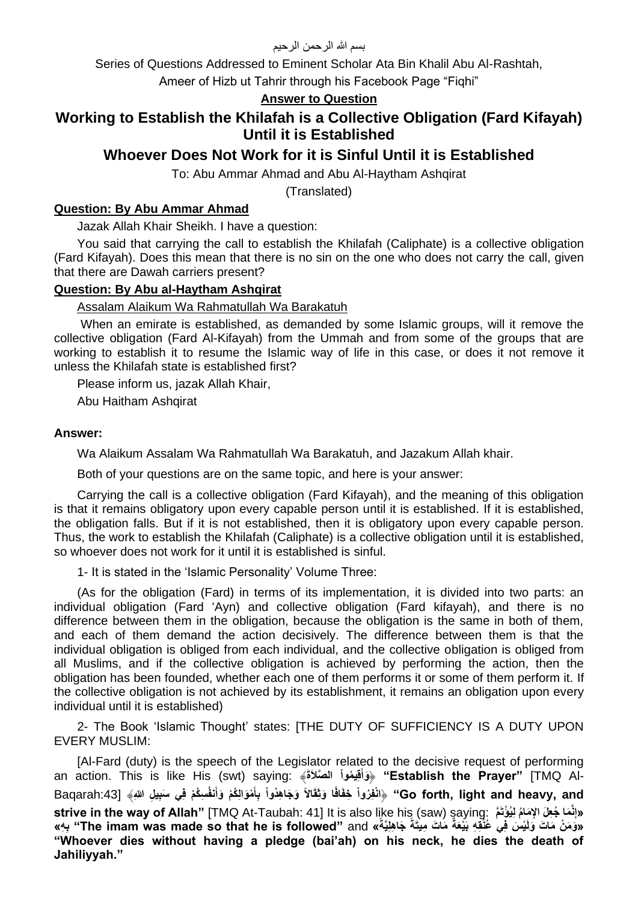بسم الله الرحمن الرحيم

Series of Questions Addressed to Eminent Scholar Ata Bin Khalil Abu Al-Rashtah, Ameer of Hizb ut Tahrir through his Facebook Page "Fiqhi"

**Answer to Question**

# Working to Establish the Khilafah is a Collective Obligation (Fard Kifayah) Until it is Established

## Whoever Does Not Work for it is Sinful Until it is Established

To: Abu Ammar Ahmad and Abu Al-Haytham Ashqirat

(Translated)

### Question: By Abu Ammar Ahmad

Jazak Allah Khair Sheikh. I have a question:

You said that carrying the call to establish the Khilafah (Caliphate) is a collective obligation (Fard Kifayah). Does this mean that there is no sin on the one who does not carry the call, given that there are Dawah carriers present?

### Question: By Abu al-Haytham Ashqirat

Assalam Alaikum Wa Rahmatullah Wa Barakatuh

When an emirate is established, as demanded by some Islamic groups, will it remove the collective obligation (Fard Al-Kifayah) from the Ummah and from some of the groups that are working to establish it to resume the Islamic way of life in this case, or does it not remove it unless the Khilafah state is established first?

Please inform us, jazak Allah Khair,

Abu Haitham Ashqirat

### Answer:

Wa Alaikum Assalam Wa Rahmatullah Wa Barakatuh, and Jazakum Allah khair.

Both of your questions are on the same topic, and here is your answer:

Carrying the call is a collective obligation (Fard Kifayah), and the meaning of this obligation is that it remains obligatory upon every capable person until it is established. If it is established, the obligation falls. But if it is not established, then it is obligatory upon every capable person. Thus, the work to establish the Khilafah (Caliphate) is a collective obligation until it is established, so whoever does not work for it until it is established is sinful.

1- It is stated in the 'Islamic Personality' Volume Three:

(As for the obligation (Fard) in terms of its implementation, it is divided into two parts: an individual obligation (Fard 'Ayn) and collective obligation (Fard kifayah), and there is no difference between them in the obligation, because the obligation is the same in both of them, and each of them demand the action decisively. The difference between them is that the individual obligation is obliged from each individual, and the collective obligation is obliged from all Muslims, and if the collective obligation is achieved by performing the action, then the obligation has been founded, whether each one of them performs it or some of them perform it. If the collective obligation is not achieved by its establishment, it remains an obligation upon every individual until it is established)

2- The Book 'Islamic Thought' states: [THE DUTY OF SUFFICIENCY IS A DUTY UPON EVERY MUSLIM:

[Al-Fard (duty) is the speech of the Legislator related to the decisive request of performing an action. This is like His (swt) saying: ﴿وَأَقِيمُواْ الصَّلَاةَ﴾ **"Establish the Prayer"** [TMQ Al-Baqarah:43] ﴿انْفِرُواْ خِفَافًا وَثِقَالاً وَجَاهِدُواْ بِأَمْوَالِكُمْ وَأَنفُسِكُمْ فِي سَبِيلِ اللهِ﴾ **"Go forth, light and heavy, and strive in the way of Allah"** [TMQ At-Taubah: 41] It is also like his (saw) saying: **«إِنَّمَا جُعِلَ الإِمَامُ لِيُؤْتَمَّ بِهِ» "The imam was made so that he is followed"** and **«وَمَنْ مَاتَ وَلَيْسَ فِي عُنُقِهِ بَيْعَةٌ مَاتَ مِيتَةً جَاهِلِيَّةً» "Whoever dies without having a pledge (bai'ah) on his neck, he dies the death of Jahiliyyah."**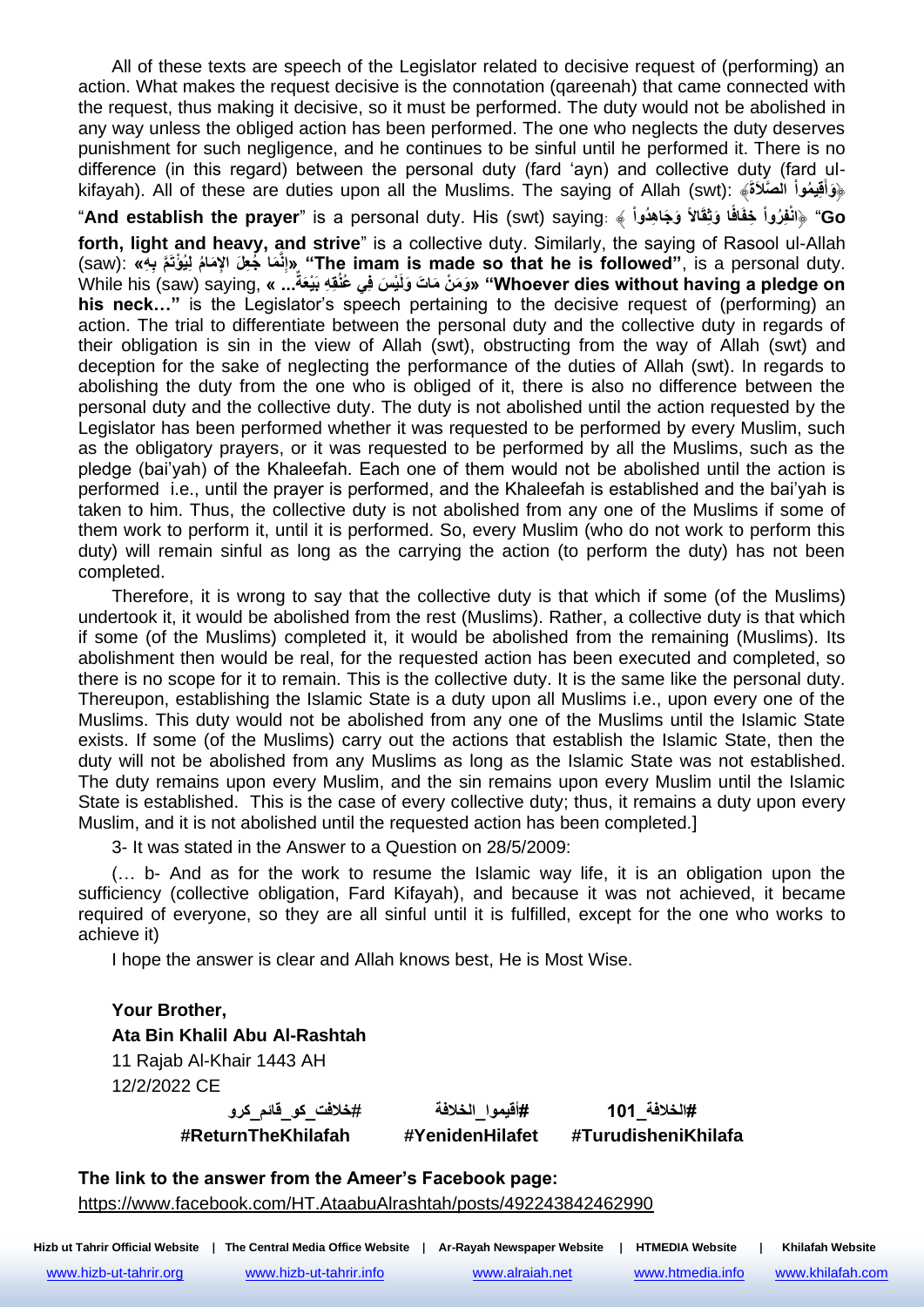All of these texts are speech of the Legislator related to decisive request of (performing) an action. What makes the request decisive is the connotation (qareenah) that came connected with the request, thus making it decisive, so it must be performed. The duty would not be abolished in any way unless the obliged action has been performed. The one who neglects the duty deserves punishment for such negligence, and he continues to be sinful until he performed it. There is no difference (in this regard) between the personal duty (fard 'ayn) and collective duty (fard ul-kifayah). All of these are duties upon all the Muslims. The saying of Allah (swt): ﴿وَأَقِيمُواْ الصَّلاَةَ﴾ "**And establish the prayer**" is a personal duty. His (swt) saying: ﴿انْفِرُواْ خِفَافًا وَثِقَالاً وَجَاهِدُواْ﴾ "**Go forth, light and heavy, and strive**" is a collective duty. Similarly, the saying of Rasool ul-Allah (saw): «إِنَّمَا جُعِلَ الإِمَامُ لِيُؤْتَمَّ بِهِ» "**The imam is made so that he is followed**", is a personal duty. While his (saw) saying, «وَمَنْ مَاتَ وَلَيْسَ فِي عُنُقِهِ بَيْعَةٌ...» "**Whoever dies without having a pledge on his neck…**" is the Legislator's speech pertaining to the decisive request of (performing) an action. The trial to differentiate between the personal duty and the collective duty in regards of their obligation is sin in the view of Allah (swt), obstructing from the way of Allah (swt) and deception for the sake of neglecting the performance of the duties of Allah (swt). In regards to abolishing the duty from the one who is obliged of it, there is also no difference between the personal duty and the collective duty. The duty is not abolished until the action requested by the Legislator has been performed whether it was requested to be performed by every Muslim, such as the obligatory prayers, or it was requested to be performed by all the Muslims, such as the pledge (bai'yah) of the Khaleefah. Each one of them would not be abolished until the action is performed i.e., until the prayer is performed, and the Khaleefah is established and the bai'yah is taken to him. Thus, the collective duty is not abolished from any one of the Muslims if some of them work to perform it, until it is performed. So, every Muslim (who do not work to perform this duty) will remain sinful as long as the carrying the action (to perform the duty) has not been completed.

Therefore, it is wrong to say that the collective duty is that which if some (of the Muslims) undertook it, it would be abolished from the rest (Muslims). Rather, a collective duty is that which if some (of the Muslims) completed it, it would be abolished from the remaining (Muslims). Its abolishment then would be real, for the requested action has been executed and completed, so there is no scope for it to remain. This is the collective duty. It is the same like the personal duty. Thereupon, establishing the Islamic State is a duty upon all Muslims i.e., upon every one of the Muslims. This duty would not be abolished from any one of the Muslims until the Islamic State exists. If some (of the Muslims) carry out the actions that establish the Islamic State, then the duty will not be abolished from any Muslims as long as the Islamic State was not established. The duty remains upon every Muslim, and the sin remains upon every Muslim until the Islamic State is established. This is the case of every collective duty; thus, it remains a duty upon every Muslim, and it is not abolished until the requested action has been completed.]

3- It was stated in the Answer to a Question on 28/5/2009:

(… b- And as for the work to resume the Islamic way life, it is an obligation upon the sufficiency (collective obligation, Fard Kifayah), and because it was not achieved, it became required of everyone, so they are all sinful until it is fulfilled, except for the one who works to achieve it)

I hope the answer is clear and Allah knows best, He is Most Wise.

**Your Brother,**
**Ata Bin Khalil Abu Al-Rashtah**
11 Rajab Al-Khair 1443 AH
12/2/2022 CE

**#الخلافة_101** **#أقيموا_الخلافة** **#خلافت_کو_قائم_کرو**
**#TurudisheniKhilafa** **#YenidenHilafet** **#ReturnTheKhilafah**

**The link to the answer from the Ameer's Facebook page:**
https://www.facebook.com/HT.AtaabuAlrashtah/posts/492243842462990

| Hizb ut Tahrir Official Website | The Central Media Office Website | Ar-Rayah Newspaper Website | HTMEDIA Website | Khilafah Website |
|---|---|---|---|---|
| www.hizb-ut-tahrir.org | www.hizb-ut-tahrir.info | www.alraiah.net | www.htmedia.info | www.khilafah.com |